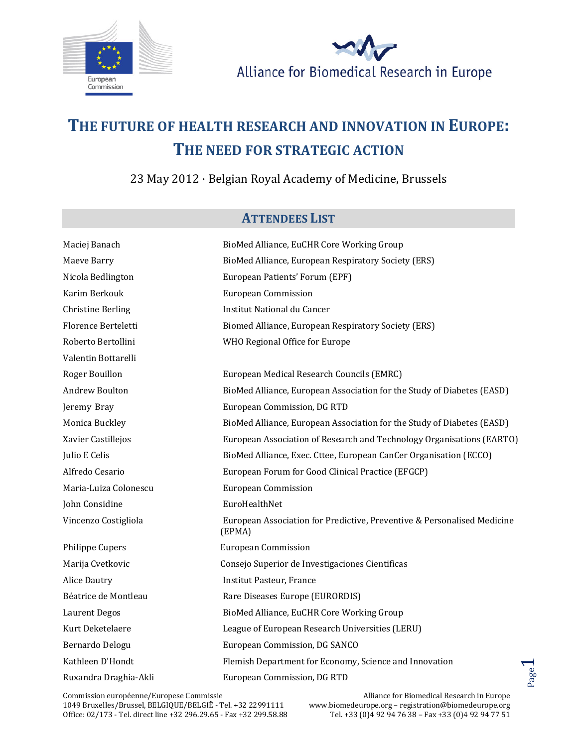European Commission

Alliance for Biomedical Research in Europe

# THE FUTURE OF HEALTH RESEARCH AND INNOVATION IN EUROPE: THE NEED FOR STRATEGIC ACTION

23 May 2012 · Belgian Royal Academy of Medicine, Brussels

## ATTENDEES LIST

| | |
|---|---|
| Maciej Banach | BioMed Alliance, EuCHR Core Working Group |
| Maeve Barry | BioMed Alliance, European Respiratory Society (ERS) |
| Nicola Bedlington | European Patients' Forum (EPF) |
| Karim Berkouk | European Commission |
| Christine Berling | Institut National du Cancer |
| Florence Berteletti | Biomed Alliance, European Respiratory Society (ERS) |
| Roberto Bertollini | WHO Regional Office for Europe |
| Valentin Bottarelli | |
| Roger Bouillon | European Medical Research Councils (EMRC) |
| Andrew Boulton | BioMed Alliance, European Association for the Study of Diabetes (EASD) |
| Jeremy Bray | European Commission, DG RTD |
| Monica Buckley | BioMed Alliance, European Association for the Study of Diabetes (EASD) |
| Xavier Castillejos | European Association of Research and Technology Organisations (EARTO) |
| Julio E Celis | BioMed Alliance, Exec. Cttee, European CanCer Organisation (ECCO) |
| Alfredo Cesario | European Forum for Good Clinical Practice (EFGCP) |
| Maria-Luiza Colonescu | European Commission |
| John Considine | EuroHealthNet |
| Vincenzo Costigliola | European Association for Predictive, Preventive & Personalised Medicine (EPMA) |
| Philippe Cupers | European Commission |
| Marija Cvetkovic | Consejo Superior de Investigaciones Cientificas |
| Alice Dautry | Institut Pasteur, France |
| Béatrice de Montleau | Rare Diseases Europe (EURORDIS) |
| Laurent Degos | BioMed Alliance, EuCHR Core Working Group |
| Kurt Deketelaere | League of European Research Universities (LERU) |
| Bernardo Delogu | European Commission, DG SANCO |
| Kathleen D'Hondt | Flemish Department for Economy, Science and Innovation |
| Ruxandra Draghia-Akli | European Commission, DG RTD |

Commission européenne/Europese Commissie
1049 Bruxelles/Brussel, BELGIQUE/BELGIË - Tel. +32 22991111
Office: 02/173 - Tel. direct line +32 296.29.65 - Fax +32 299.58.88

Alliance for Biomedical Research in Europe
www.biomedeurope.org – registration@biomedeurope.org
Tel. +33 (0)4 92 94 76 38 – Fax +33 (0)4 92 94 77 51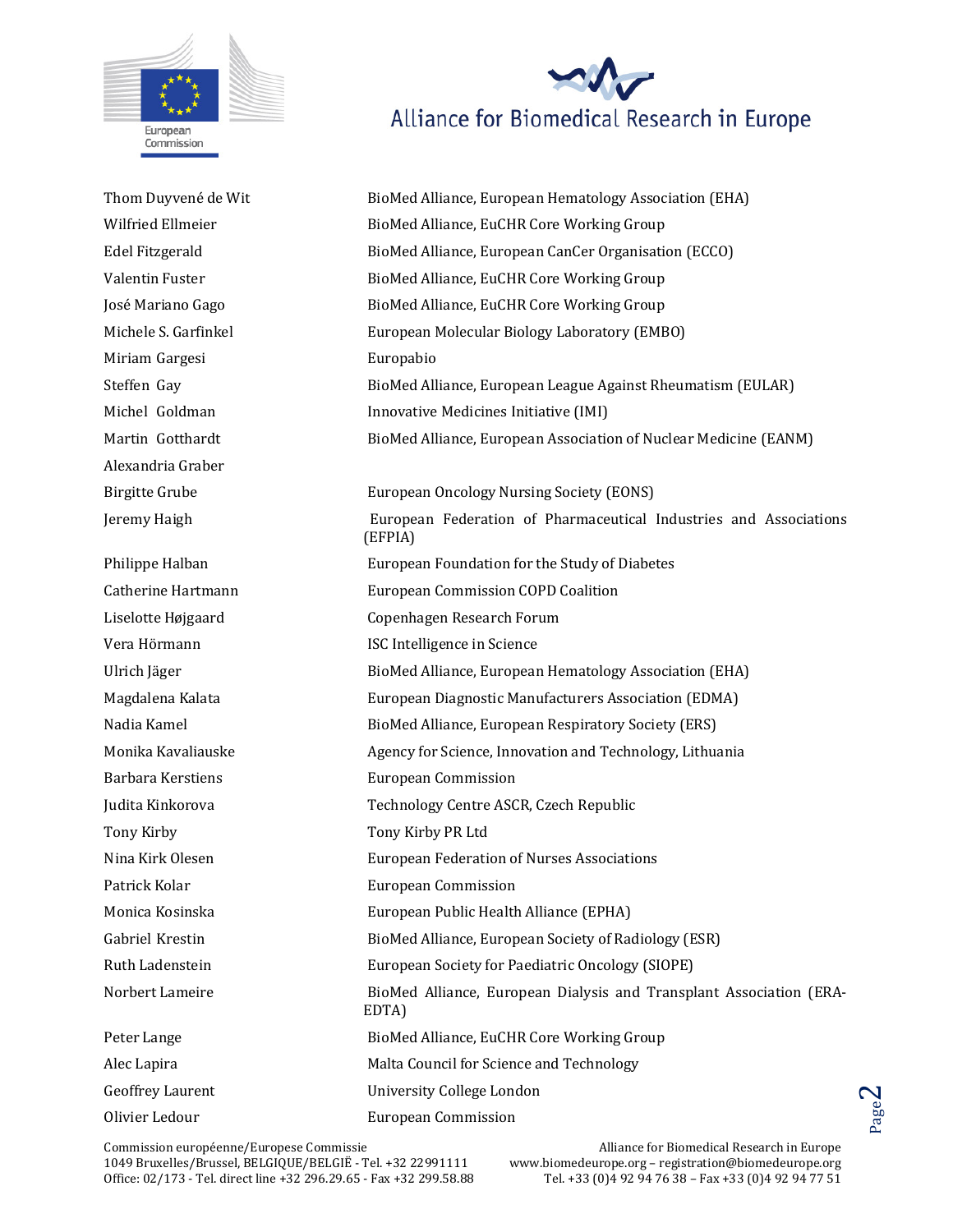| | |
|---|---|
| Thom Duyvené de Wit | BioMed Alliance, European Hematology Association (EHA) |
| Wilfried Ellmeier | BioMed Alliance, EuCHR Core Working Group |
| Edel Fitzgerald | BioMed Alliance, European CanCer Organisation (ECCO) |
| Valentin Fuster | BioMed Alliance, EuCHR Core Working Group |
| José Mariano Gago | BioMed Alliance, EuCHR Core Working Group |
| Michele S. Garfinkel | European Molecular Biology Laboratory (EMBO) |
| Miriam Gargesi | Europabio |
| Steffen Gay | BioMed Alliance, European League Against Rheumatism (EULAR) |
| Michel Goldman | Innovative Medicines Initiative (IMI) |
| Martin Gotthardt | BioMed Alliance, European Association of Nuclear Medicine (EANM) |
| Alexandria Graber | |
| Birgitte Grube | European Oncology Nursing Society (EONS) |
| Jeremy Haigh | European Federation of Pharmaceutical Industries and Associations (EFPIA) |
| Philippe Halban | European Foundation for the Study of Diabetes |
| Catherine Hartmann | European Commission COPD Coalition |
| Liselotte Højgaard | Copenhagen Research Forum |
| Vera Hörmann | ISC Intelligence in Science |
| Ulrich Jäger | BioMed Alliance, European Hematology Association (EHA) |
| Magdalena Kalata | European Diagnostic Manufacturers Association (EDMA) |
| Nadia Kamel | BioMed Alliance, European Respiratory Society (ERS) |
| Monika Kavaliauske | Agency for Science, Innovation and Technology, Lithuania |
| Barbara Kerstiens | European Commission |
| Judita Kinkorova | Technology Centre ASCR, Czech Republic |
| Tony Kirby | Tony Kirby PR Ltd |
| Nina Kirk Olesen | European Federation of Nurses Associations |
| Patrick Kolar | European Commission |
| Monica Kosinska | European Public Health Alliance (EPHA) |
| Gabriel Krestin | BioMed Alliance, European Society of Radiology (ESR) |
| Ruth Ladenstein | European Society for Paediatric Oncology (SIOPE) |
| Norbert Lameire | BioMed Alliance, European Dialysis and Transplant Association (ERA-EDTA) |
| Peter Lange | BioMed Alliance, EuCHR Core Working Group |
| Alec Lapira | Malta Council for Science and Technology |
| Geoffrey Laurent | University College London |
| Olivier Ledour | European Commission |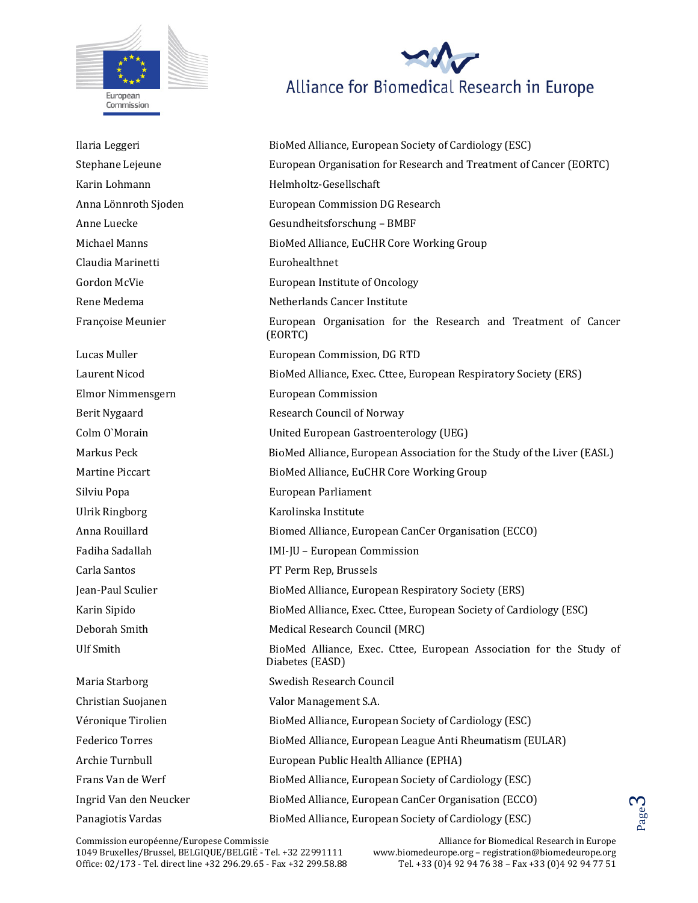| | |
|---|---|
| Ilaria Leggeri | BioMed Alliance, European Society of Cardiology (ESC) |
| Stephane Lejeune | European Organisation for Research and Treatment of Cancer (EORTC) |
| Karin Lohmann | Helmholtz-Gesellschaft |
| Anna Lönnroth Sjoden | European Commission DG Research |
| Anne Luecke | Gesundheitsforschung – BMBF |
| Michael Manns | BioMed Alliance, EuCHR Core Working Group |
| Claudia Marinetti | Eurohealthnet |
| Gordon McVie | European Institute of Oncology |
| Rene Medema | Netherlands Cancer Institute |
| Françoise Meunier | European Organisation for the Research and Treatment of Cancer (EORTC) |
| Lucas Muller | European Commission, DG RTD |
| Laurent Nicod | BioMed Alliance, Exec. Cttee, European Respiratory Society (ERS) |
| Elmor Nimmensgern | European Commission |
| Berit Nygaard | Research Council of Norway |
| Colm O`Morain | United European Gastroenterology (UEG) |
| Markus Peck | BioMed Alliance, European Association for the Study of the Liver (EASL) |
| Martine Piccart | BioMed Alliance, EuCHR Core Working Group |
| Silviu Popa | European Parliament |
| Ulrik Ringborg | Karolinska Institute |
| Anna Rouillard | Biomed Alliance, European CanCer Organisation (ECCO) |
| Fadiha Sadallah | IMI-JU – European Commission |
| Carla Santos | PT Perm Rep, Brussels |
| Jean-Paul Sculier | BioMed Alliance, European Respiratory Society (ERS) |
| Karin Sipido | BioMed Alliance, Exec. Cttee, European Society of Cardiology (ESC) |
| Deborah Smith | Medical Research Council (MRC) |
| Ulf Smith | BioMed Alliance, Exec. Cttee, European Association for the Study of Diabetes (EASD) |
| Maria Starborg | Swedish Research Council |
| Christian Suojanen | Valor Management S.A. |
| Véronique Tirolien | BioMed Alliance, European Society of Cardiology (ESC) |
| Federico Torres | BioMed Alliance, European League Anti Rheumatism (EULAR) |
| Archie Turnbull | European Public Health Alliance (EPHA) |
| Frans Van de Werf | BioMed Alliance, European Society of Cardiology (ESC) |
| Ingrid Van den Neucker | BioMed Alliance, European CanCer Organisation (ECCO) |
| Panagiotis Vardas | BioMed Alliance, European Society of Cardiology (ESC) |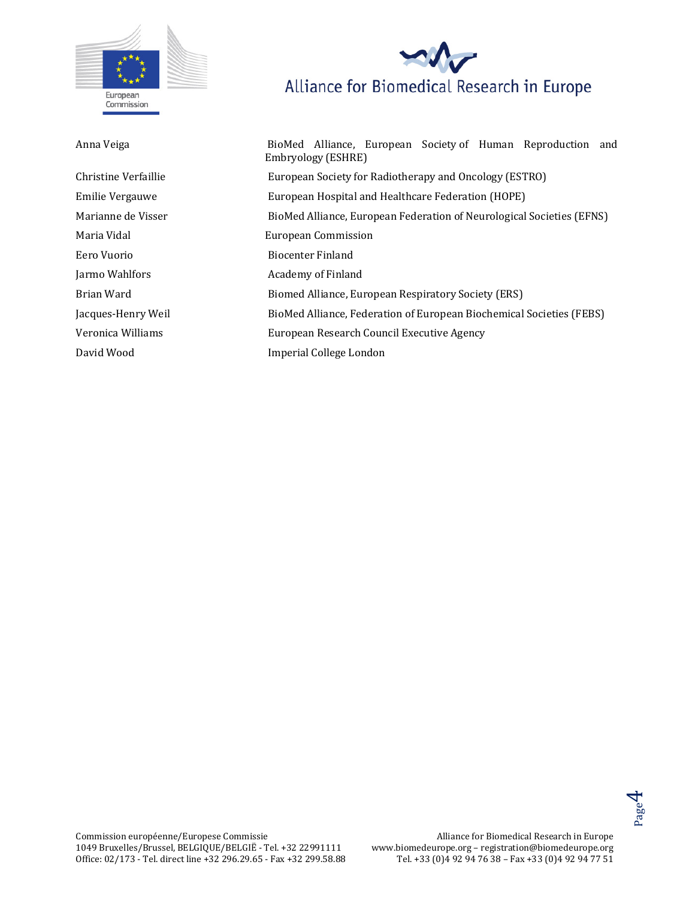| | |
|---|---|
| Anna Veiga | BioMed Alliance, European Society of Human Reproduction and Embryology (ESHRE) |
| Christine Verfaillie | European Society for Radiotherapy and Oncology (ESTRO) |
| Emilie Vergauwe | European Hospital and Healthcare Federation (HOPE) |
| Marianne de Visser | BioMed Alliance, European Federation of Neurological Societies (EFNS) |
| Maria Vidal | European Commission |
| Eero Vuorio | Biocenter Finland |
| Jarmo Wahlfors | Academy of Finland |
| Brian Ward | Biomed Alliance, European Respiratory Society (ERS) |
| Jacques-Henry Weil | BioMed Alliance, Federation of European Biochemical Societies (FEBS) |
| Veronica Williams | European Research Council Executive Agency |
| David Wood | Imperial College London |